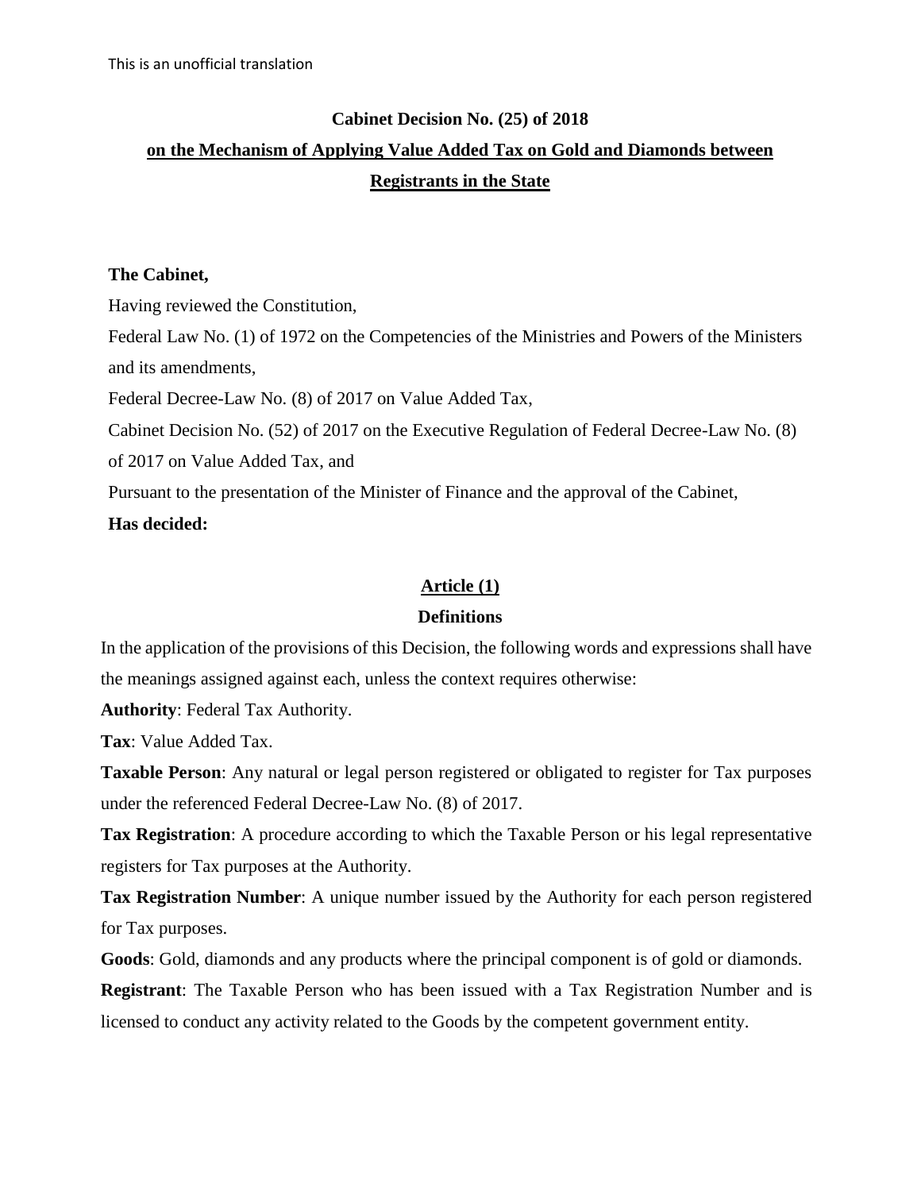This is an unofficial translation

# Cabinet Decision No. (25) of 2018

## on the Mechanism of Applying Value Added Tax on Gold and Diamonds between Registrants in the State

**The Cabinet,**

Having reviewed the Constitution,

Federal Law No. (1) of 1972 on the Competencies of the Ministries and Powers of the Ministers and its amendments,

Federal Decree-Law No. (8) of 2017 on Value Added Tax,

Cabinet Decision No. (52) of 2017 on the Executive Regulation of Federal Decree-Law No. (8) of 2017 on Value Added Tax, and

Pursuant to the presentation of the Minister of Finance and the approval of the Cabinet,

**Has decided:**

### Article (1)

### Definitions

In the application of the provisions of this Decision, the following words and expressions shall have the meanings assigned against each, unless the context requires otherwise:

**Authority**: Federal Tax Authority.

**Tax**: Value Added Tax.

**Taxable Person**: Any natural or legal person registered or obligated to register for Tax purposes under the referenced Federal Decree-Law No. (8) of 2017.

**Tax Registration**: A procedure according to which the Taxable Person or his legal representative registers for Tax purposes at the Authority.

**Tax Registration Number**: A unique number issued by the Authority for each person registered for Tax purposes.

**Goods**: Gold, diamonds and any products where the principal component is of gold or diamonds.

**Registrant**: The Taxable Person who has been issued with a Tax Registration Number and is licensed to conduct any activity related to the Goods by the competent government entity.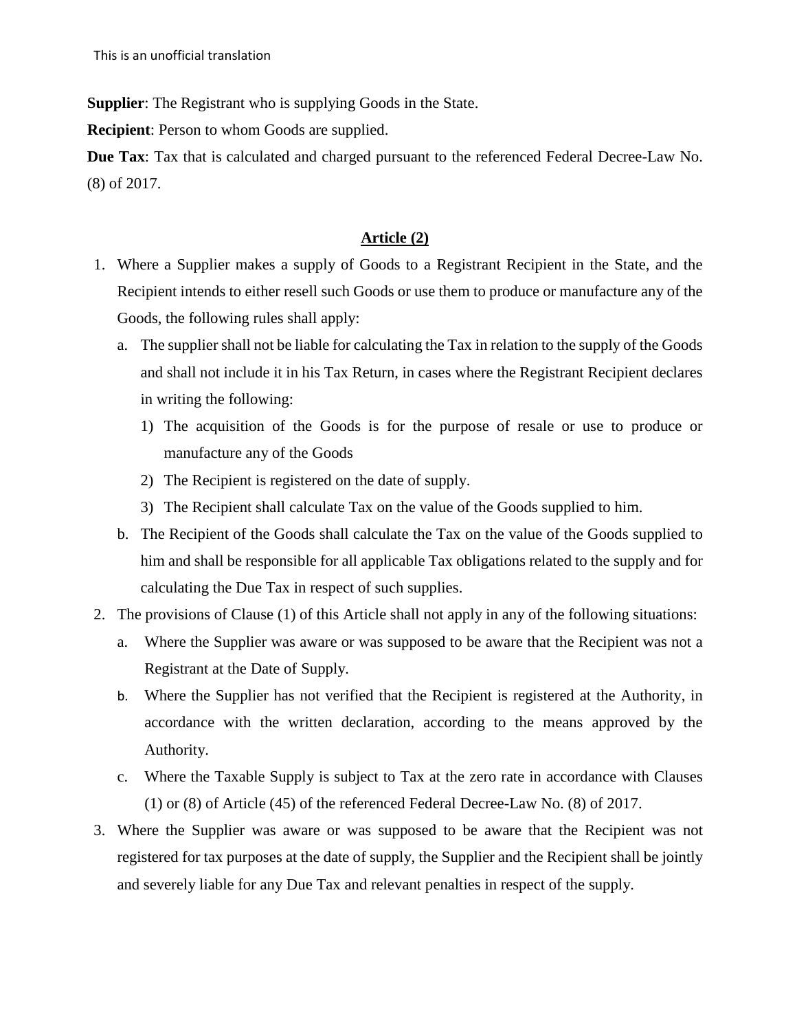**Supplier**: The Registrant who is supplying Goods in the State.

**Recipient**: Person to whom Goods are supplied.

**Due Tax**: Tax that is calculated and charged pursuant to the referenced Federal Decree-Law No. (8) of 2017.

## Article (2)

1. Where a Supplier makes a supply of Goods to a Registrant Recipient in the State, and the Recipient intends to either resell such Goods or use them to produce or manufacture any of the Goods, the following rules shall apply:
   a. The supplier shall not be liable for calculating the Tax in relation to the supply of the Goods and shall not include it in his Tax Return, in cases where the Registrant Recipient declares in writing the following:
      1) The acquisition of the Goods is for the purpose of resale or use to produce or manufacture any of the Goods
      2) The Recipient is registered on the date of supply.
      3) The Recipient shall calculate Tax on the value of the Goods supplied to him.
   
   b. The Recipient of the Goods shall calculate the Tax on the value of the Goods supplied to him and shall be responsible for all applicable Tax obligations related to the supply and for calculating the Due Tax in respect of such supplies.
2. The provisions of Clause (1) of this Article shall not apply in any of the following situations:
   a. Where the Supplier was aware or was supposed to be aware that the Recipient was not a Registrant at the Date of Supply.
   b. Where the Supplier has not verified that the Recipient is registered at the Authority, in accordance with the written declaration, according to the means approved by the Authority.
   c. Where the Taxable Supply is subject to Tax at the zero rate in accordance with Clauses (1) or (8) of Article (45) of the referenced Federal Decree-Law No. (8) of 2017.
3. Where the Supplier was aware or was supposed to be aware that the Recipient was not registered for tax purposes at the date of supply, the Supplier and the Recipient shall be jointly and severely liable for any Due Tax and relevant penalties in respect of the supply.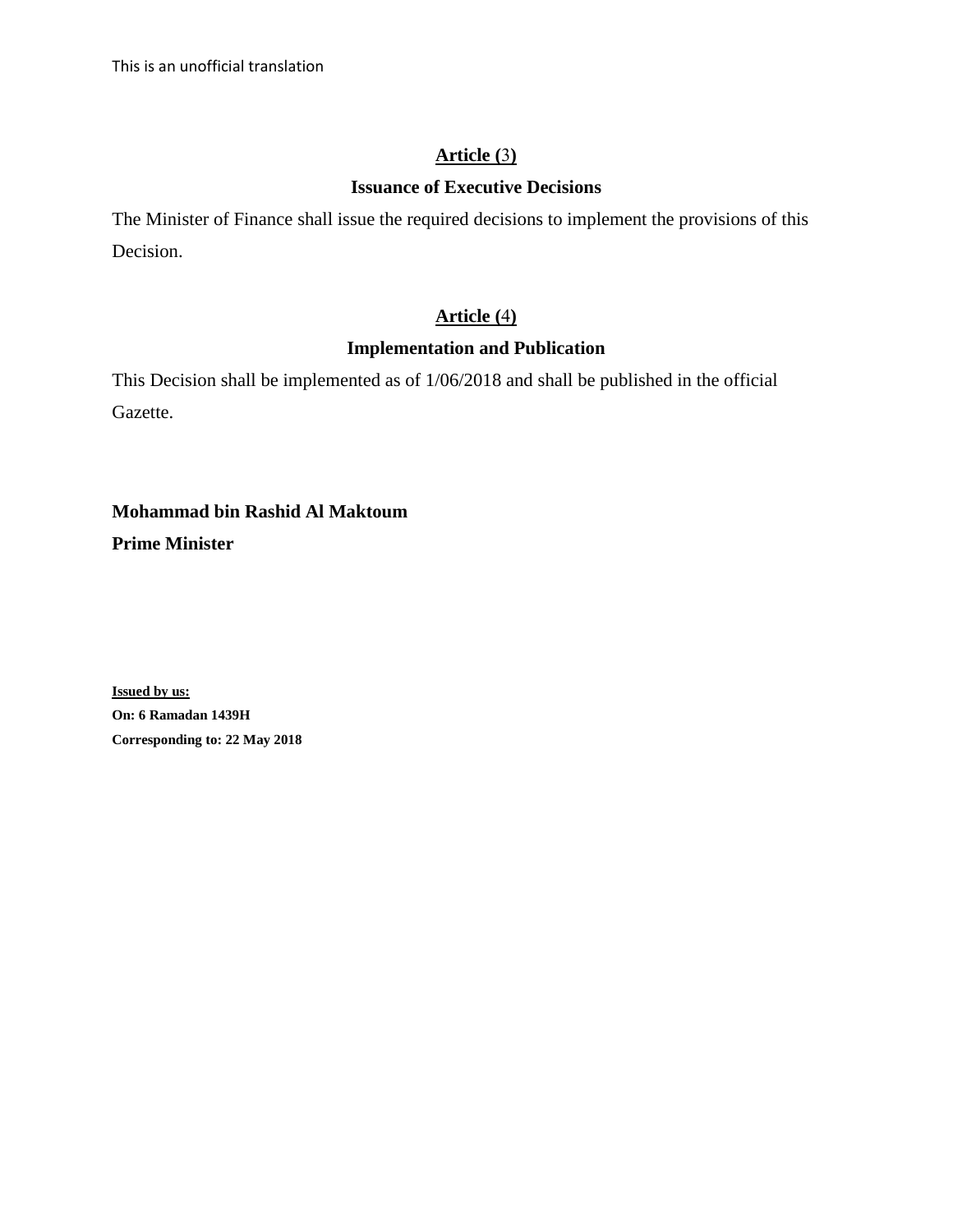This is an unofficial translation

**Article (3)**

**Issuance of Executive Decisions**

The Minister of Finance shall issue the required decisions to implement the provisions of this Decision.

**Article (4)**

**Implementation and Publication**

This Decision shall be implemented as of 1/06/2018 and shall be published in the official Gazette.

**Mohammad bin Rashid Al Maktoum**
**Prime Minister**

**Issued by us:**
**On: 6 Ramadan 1439H**
**Corresponding to: 22 May 2018**